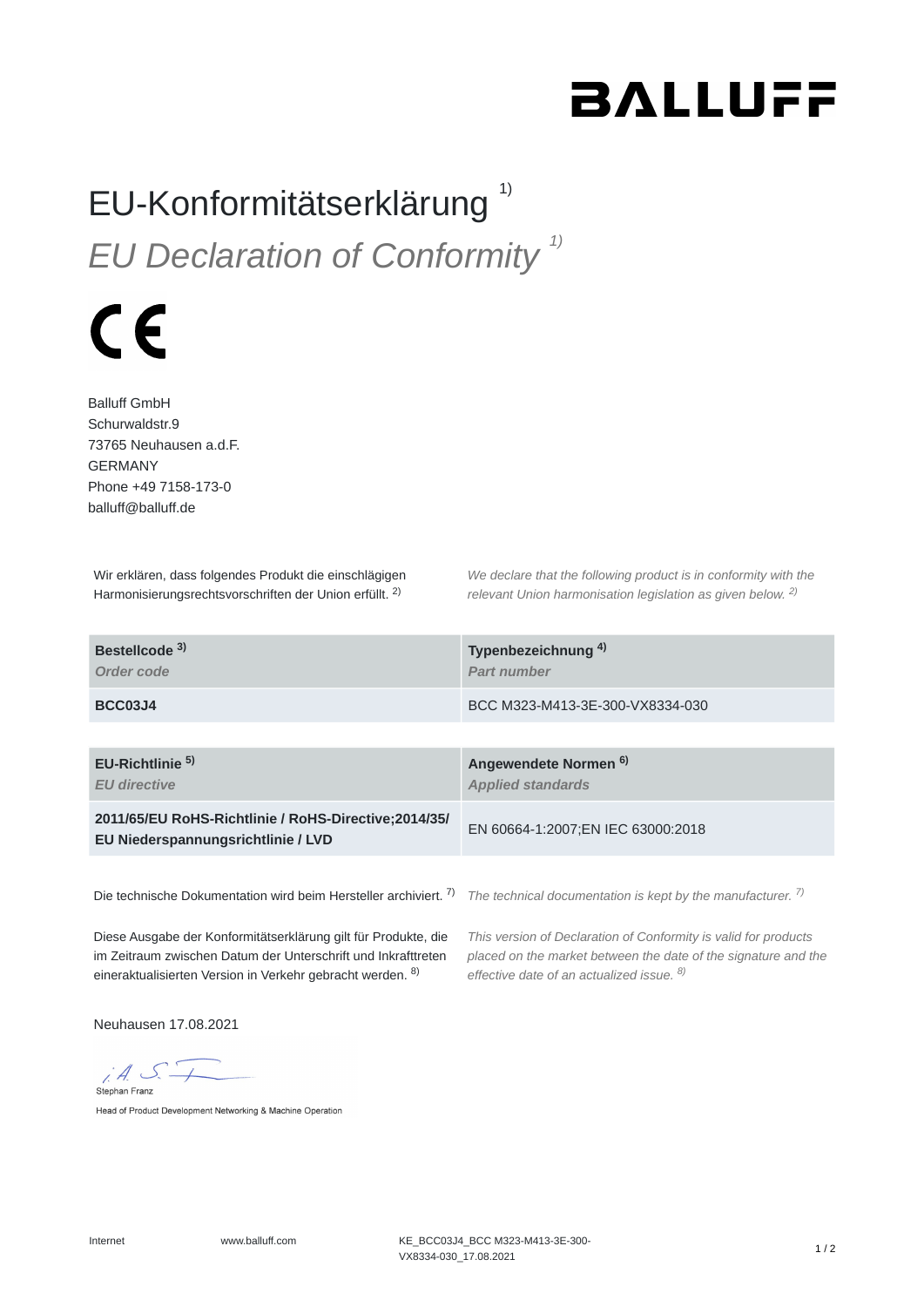# EU-Konformitätserklärung [1)]

## *EU Declaration of Conformity [1)]*

CE

Balluff GmbH
Schurwaldstr.9
73765 Neuhausen a.d.F.
GERMANY
Phone +49 7158-173-0
balluff@balluff.de

Wir erklären, dass folgendes Produkt die einschlägigen Harmonisierungsrechtsvorschriften der Union erfüllt. [2)]

*We declare that the following product is in conformity with the relevant Union harmonisation legislation as given below. [2)]*

| **Bestellcode [3)]** *Order code* | **Typenbezeichnung [4)]** *Part number* |
|---|---|
| **BCC03J4** | BCC M323-M413-3E-300-VX8334-030 |

| **EU-Richtlinie [5)]** *EU directive* | **Angewendete Normen [6)]** *Applied standards* |
|---|---|
| **2011/65/EU RoHS-Richtlinie / RoHS-Directive;2014/35/EU Niederspannungsrichtlinie / LVD** | EN 60664-1:2007;EN IEC 63000:2018 |

Die technische Dokumentation wird beim Hersteller archiviert. [7)]

*The technical documentation is kept by the manufacturer. [7)]*

Diese Ausgabe der Konformitätserklärung gilt für Produkte, die im Zeitraum zwischen Datum der Unterschrift und Inkrafttreten eineraktualisierten Version in Verkehr gebracht werden. [8)]

*This version of Declaration of Conformity is valid for products placed on the market between the date of the signature and the effective date of an actualized issue. [8)]*

Neuhausen 17.08.2021

i.A. S. F.
Stephan Franz
Head of Product Development Networking & Machine Operation

Internet www.balluff.com KE_BCC03J4_BCC M323-M413-3E-300-VX8334-030_17.08.2021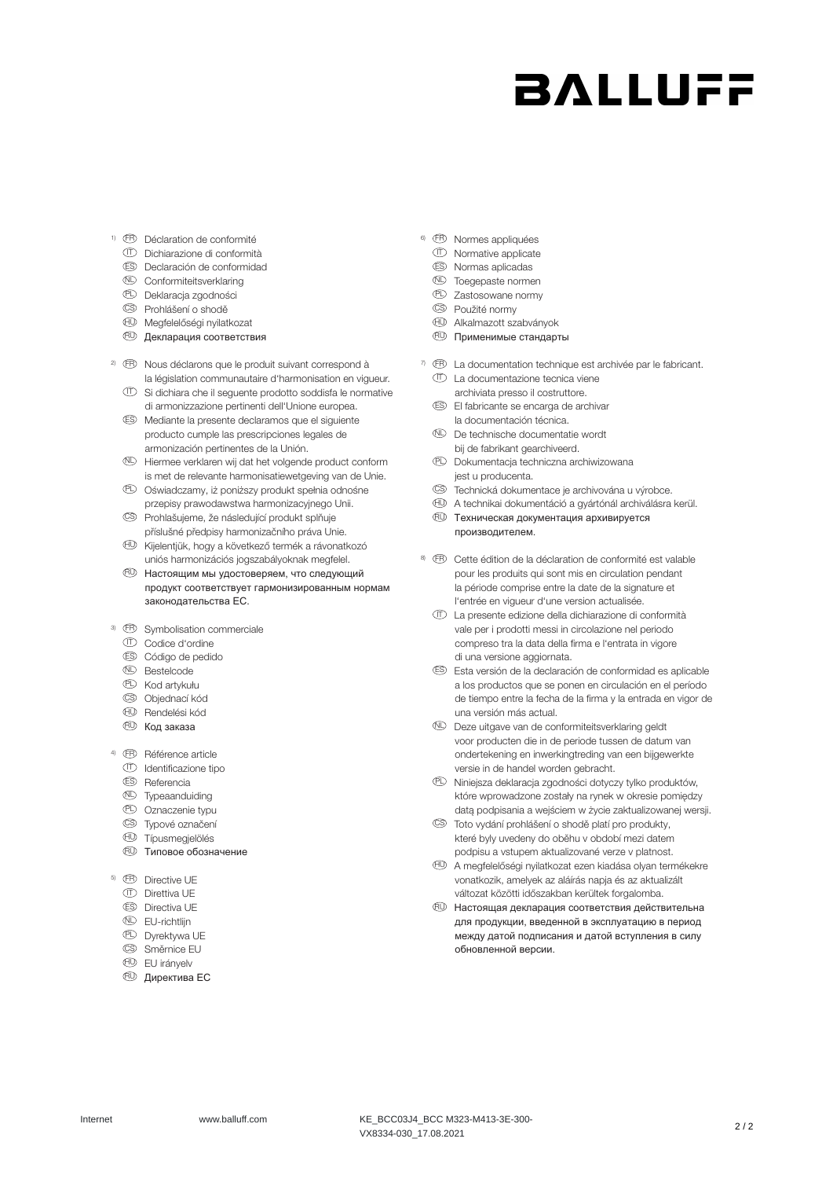BALLUFF

1) FR Déclaration de conformité
IT Dichiarazione di conformità
ES Declaración de conformidad
NL Conformiteitsverklaring
PL Deklaracja zgodności
CS Prohlášení o shodě
HU Megfelelőségi nyilatkozat
RU Декларация соответствия

2) FR Nous déclarons que le produit suivant correspond à la législation communautaire d'harmonisation en vigueur.
IT Si dichiara che il seguente prodotto soddisfa le normative di armonizzazione pertinenti dell'Unione europea.
ES Mediante la presente declaramos que el siguiente producto cumple las prescripciones legales de armonización pertinentes de la Unión.
NL Hiermee verklaren wij dat het volgende product conform is met de relevante harmonisatiewetgeving van de Unie.
PL Oświadczamy, iż poniższy produkt spełnia odnośne przepisy prawodawstwa harmonizacyjnego Unii.
CS Prohlašujeme, že následující produkt splňuje příslušné předpisy harmonizačního práva Unie.
HU Kijelentjük, hogy a következő termék a rávonatkozó uniós harmonizációs jogszabályoknak megfelel.
RU Настоящим мы удостоверяем, что следующий продукт соответствует гармонизированным нормам законодательства ЕС.

3) FR Symbolisation commerciale
IT Codice d'ordine
ES Código de pedido
NL Bestelcode
PL Kod artykułu
CS Objednací kód
HU Rendelési kód
RU Код заказа

4) FR Référence article
IT Identificazione tipo
ES Referencia
NL Typeaanduiding
PL Oznaczenie typu
CS Typové označení
HU Típusmegjelölés
RU Типовое обозначение

5) FR Directive UE
IT Direttiva UE
ES Directiva UE
NL EU-richtlijn
PL Dyrektywa UE
CS Směrnice EU
HU EU irányelv
RU Директива ЕС

6) FR Normes appliquées
IT Normative applicate
ES Normas aplicadas
NL Toegepaste normen
PL Zastosowane normy
CS Použité normy
HU Alkalmazott szabványok
RU Применимые стандарты

7) FR La documentation technique est archivée par le fabricant.
IT La documentazione tecnica viene archiviata presso il costruttore.
ES El fabricante se encarga de archivar la documentación técnica.
NL De technische documentatie wordt bij de fabrikant gearchiveerd.
PL Dokumentacja techniczna archiwizowana jest u producenta.
CS Technická dokumentace je archivována u výrobce.
HU A technikai dokumentáció a gyártónál archiválásra kerül.
RU Техническая документация архивируется производителем.

8) FR Cette édition de la déclaration de conformité est valable pour les produits qui sont mis en circulation pendant la période comprise entre la date de la signature et l'entrée en vigueur d'une version actualisée.
IT La presente edizione della dichiarazione di conformità vale per i prodotti messi in circolazione nel periodo compreso tra la data della firma e l'entrata in vigore di una versione aggiornata.
ES Esta versión de la declaración de conformidad es aplicable a los productos que se ponen en circulación en el período de tiempo entre la fecha de la firma y la entrada en vigor de una versión más actual.
NL Deze uitgave van de conformiteitsverklaring geldt voor producten die in de periode tussen de datum van ondertekening en inwerkingtreding van een bijgewerkte versie in de handel worden gebracht.
PL Niniejsza deklaracja zgodności dotyczy tylko produktów, które wprowadzone zostały na rynek w okresie pomiędzy datą podpisania a wejściem w życie zaktualizowanej wersji.
CS Toto vydání prohlášení o shodě platí pro produkty, které byly uvedeny do oběhu v období mezi datem podpisu a vstupem aktualizované verze v platnost.
HU A megfelelőségi nyilatkozat ezen kiadása olyan termékekre vonatkozik, amelyek az aláírás napja és az aktualizált változat közötti időszakban kerültek forgalomba.
RU Настоящая декларация соответствия действительна для продукции, введенной в эксплуатацию в период между датой подписания и датой вступления в силу обновленной версии.

Internet www.balluff.com KE_BCC03J4_BCC M323-M413-3E-300-VX8334-030_17.08.2021